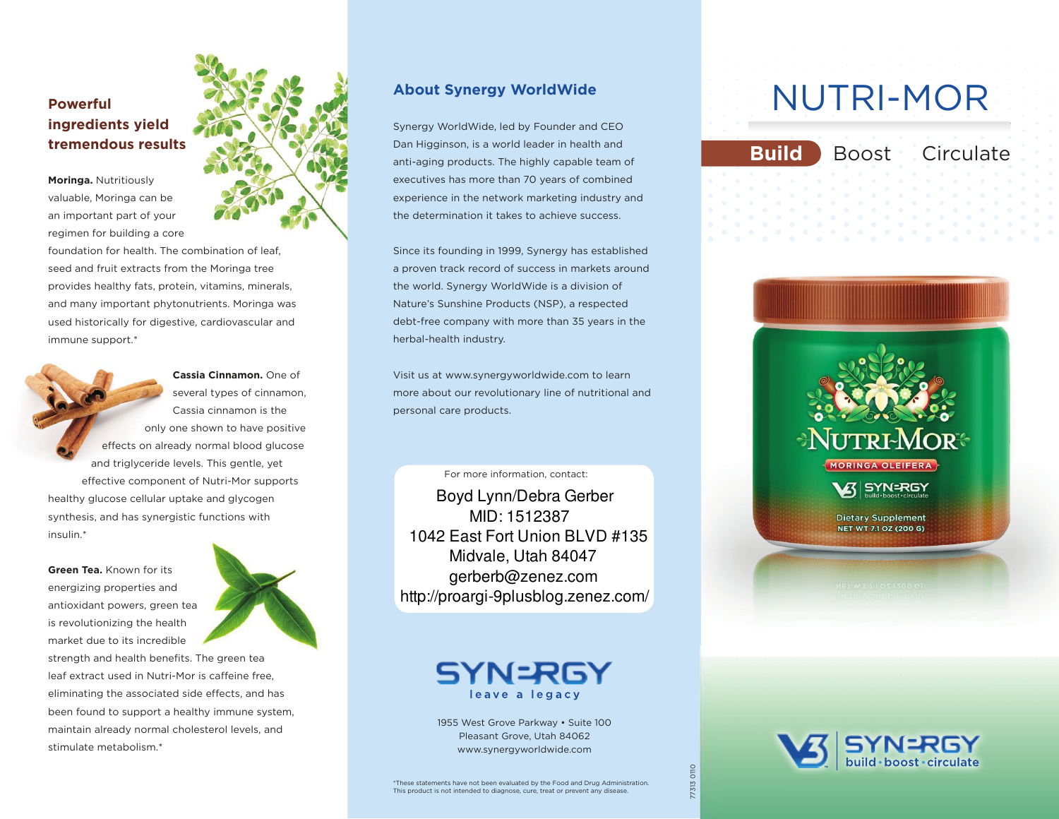## Powerful ingredients yield tremendous results

**Moringa.** Nutritiously valuable, Moringa can be an important part of your regimen for building a core foundation for health. The combination of leaf, seed and fruit extracts from the Moringa tree provides healthy fats, protein, vitamins, minerals, and many important phytonutrients. Moringa was used historically for digestive, cardiovascular and immune support.*

**Cassia Cinnamon.** One of several types of cinnamon, Cassia cinnamon is the only one shown to have positive effects on already normal blood glucose and triglyceride levels. This gentle, yet effective component of Nutri-Mor supports healthy glucose cellular uptake and glycogen synthesis, and has synergistic functions with insulin.*

**Green Tea.** Known for its energizing properties and antioxidant powers, green tea is revolutionizing the health market due to its incredible strength and health benefits. The green tea leaf extract used in Nutri-Mor is caffeine free, eliminating the associated side effects, and has been found to support a healthy immune system, maintain already normal cholesterol levels, and stimulate metabolism.*

## About Synergy WorldWide

Synergy WorldWide, led by Founder and CEO Dan Higginson, is a world leader in health and anti-aging products. The highly capable team of executives has more than 70 years of combined experience in the network marketing industry and the determination it takes to achieve success.

Since its founding in 1999, Synergy has established a proven track record of success in markets around the world. Synergy WorldWide is a division of Nature's Sunshine Products (NSP), a respected debt-free company with more than 35 years in the herbal-health industry.

Visit us at www.synergyworldwide.com to learn more about our revolutionary line of nutritional and personal care products.

For more information, contact:

Boyd Lynn/Debra Gerber
MID: 1512387
1042 East Fort Union BLVD #135
Midvale, Utah 84047
gerberb@zenez.com
http://proargi-9plusblog.zenez.com/

SYNERGY
leave a legacy

1955 West Grove Parkway • Suite 100
Pleasant Grove, Utah 84062
www.synergyworldwide.com

*These statements have not been evaluated by the Food and Drug Administration. This product is not intended to diagnose, cure, treat or prevent any disease.

77313 0110

# NUTRI-MOR

**Build** Boost Circulate

NUTRI-MOR
MORINGA OLEIFERA
SYNERGY build • boost • circulate
Dietary Supplement
NET WT 7.1 OZ (200 G)

V3 SYNERGY
build • boost • circulate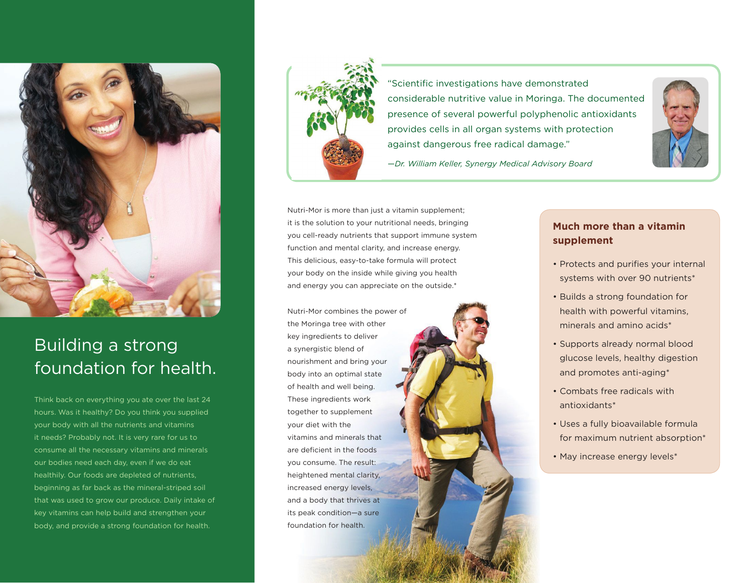# Building a strong foundation for health.

Think back on everything you ate over the last 24 hours. Was it healthy? Do you think you supplied your body with all the nutrients and vitamins it needs? Probably not. It is very rare for us to consume all the necessary vitamins and minerals our bodies need each day, even if we do eat healthily. Our foods are depleted of nutrients, beginning as far back as the mineral-striped soil that was used to grow our produce. Daily intake of key vitamins can help build and strengthen your body, and provide a strong foundation for health.

> "Scientific investigations have demonstrated considerable nutritive value in Moringa. The documented presence of several powerful polyphenolic antioxidants provides cells in all organ systems with protection against dangerous free radical damage."
>
> *—Dr. William Keller, Synergy Medical Advisory Board*

Nutri-Mor is more than just a vitamin supplement; it is the solution to your nutritional needs, bringing you cell-ready nutrients that support immune system function and mental clarity, and increase energy. This delicious, easy-to-take formula will protect your body on the inside while giving you health and energy you can appreciate on the outside.*

Nutri-Mor combines the power of the Moringa tree with other key ingredients to deliver a synergistic blend of nourishment and bring your body into an optimal state of health and well being. These ingredients work together to supplement your diet with the vitamins and minerals that are deficient in the foods you consume. The result: heightened mental clarity, increased energy levels, and a body that thrives at its peak condition—a sure foundation for health.

## Much more than a vitamin supplement

- Protects and purifies your internal systems with over 90 nutrients*
- Builds a strong foundation for health with powerful vitamins, minerals and amino acids*
- Supports already normal blood glucose levels, healthy digestion and promotes anti-aging*
- Combats free radicals with antioxidants*
- Uses a fully bioavailable formula for maximum nutrient absorption*
- May increase energy levels*